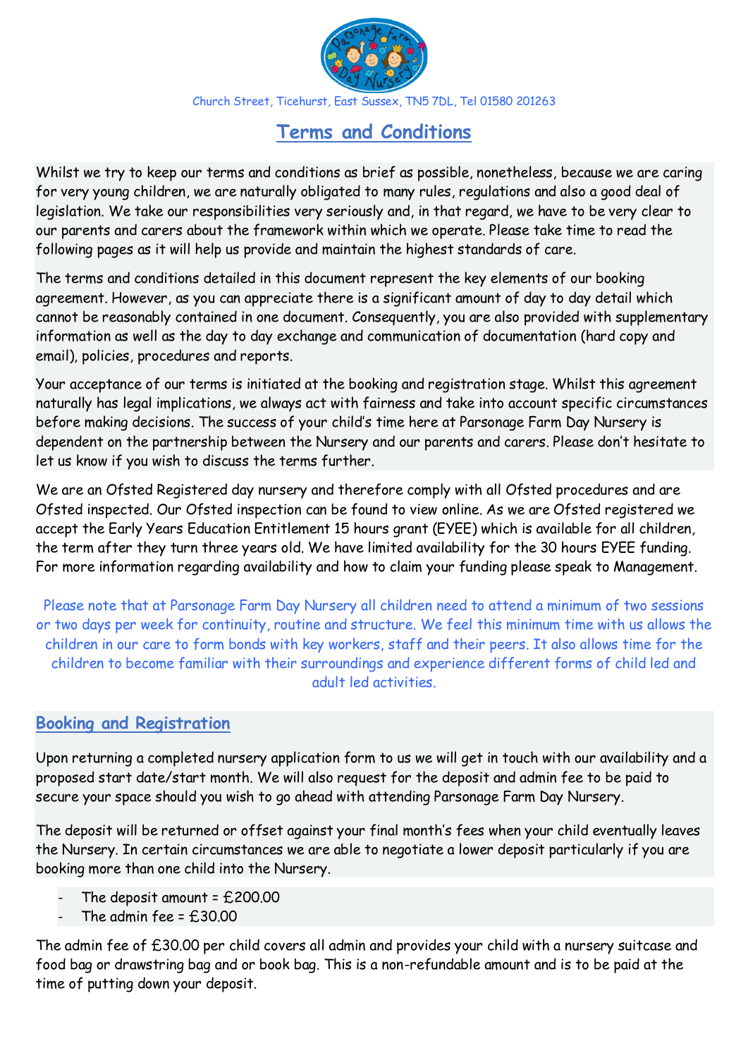Church Street, Ticehurst, East Sussex, TN5 7DL, Tel 01580 201263

# Terms and Conditions

Whilst we try to keep our terms and conditions as brief as possible, nonetheless, because we are caring for very young children, we are naturally obligated to many rules, regulations and also a good deal of legislation. We take our responsibilities very seriously and, in that regard, we have to be very clear to our parents and carers about the framework within which we operate. Please take time to read the following pages as it will help us provide and maintain the highest standards of care.

The terms and conditions detailed in this document represent the key elements of our booking agreement. However, as you can appreciate there is a significant amount of day to day detail which cannot be reasonably contained in one document. Consequently, you are also provided with supplementary information as well as the day to day exchange and communication of documentation (hard copy and email), policies, procedures and reports.

Your acceptance of our terms is initiated at the booking and registration stage. Whilst this agreement naturally has legal implications, we always act with fairness and take into account specific circumstances before making decisions. The success of your child's time here at Parsonage Farm Day Nursery is dependent on the partnership between the Nursery and our parents and carers. Please don't hesitate to let us know if you wish to discuss the terms further.

We are an Ofsted Registered day nursery and therefore comply with all Ofsted procedures and are Ofsted inspected. Our Ofsted inspection can be found to view online. As we are Ofsted registered we accept the Early Years Education Entitlement 15 hours grant (EYEE) which is available for all children, the term after they turn three years old. We have limited availability for the 30 hours EYEE funding. For more information regarding availability and how to claim your funding please speak to Management.

Please note that at Parsonage Farm Day Nursery all children need to attend a minimum of two sessions or two days per week for continuity, routine and structure. We feel this minimum time with us allows the children in our care to form bonds with key workers, staff and their peers. It also allows time for the children to become familiar with their surroundings and experience different forms of child led and adult led activities.

## Booking and Registration

Upon returning a completed nursery application form to us we will get in touch with our availability and a proposed start date/start month. We will also request for the deposit and admin fee to be paid to secure your space should you wish to go ahead with attending Parsonage Farm Day Nursery.

The deposit will be returned or offset against your final month's fees when your child eventually leaves the Nursery. In certain circumstances we are able to negotiate a lower deposit particularly if you are booking more than one child into the Nursery.

- The deposit amount = £200.00
- The admin fee = £30.00

The admin fee of £30.00 per child covers all admin and provides your child with a nursery suitcase and food bag or drawstring bag and or book bag. This is a non-refundable amount and is to be paid at the time of putting down your deposit.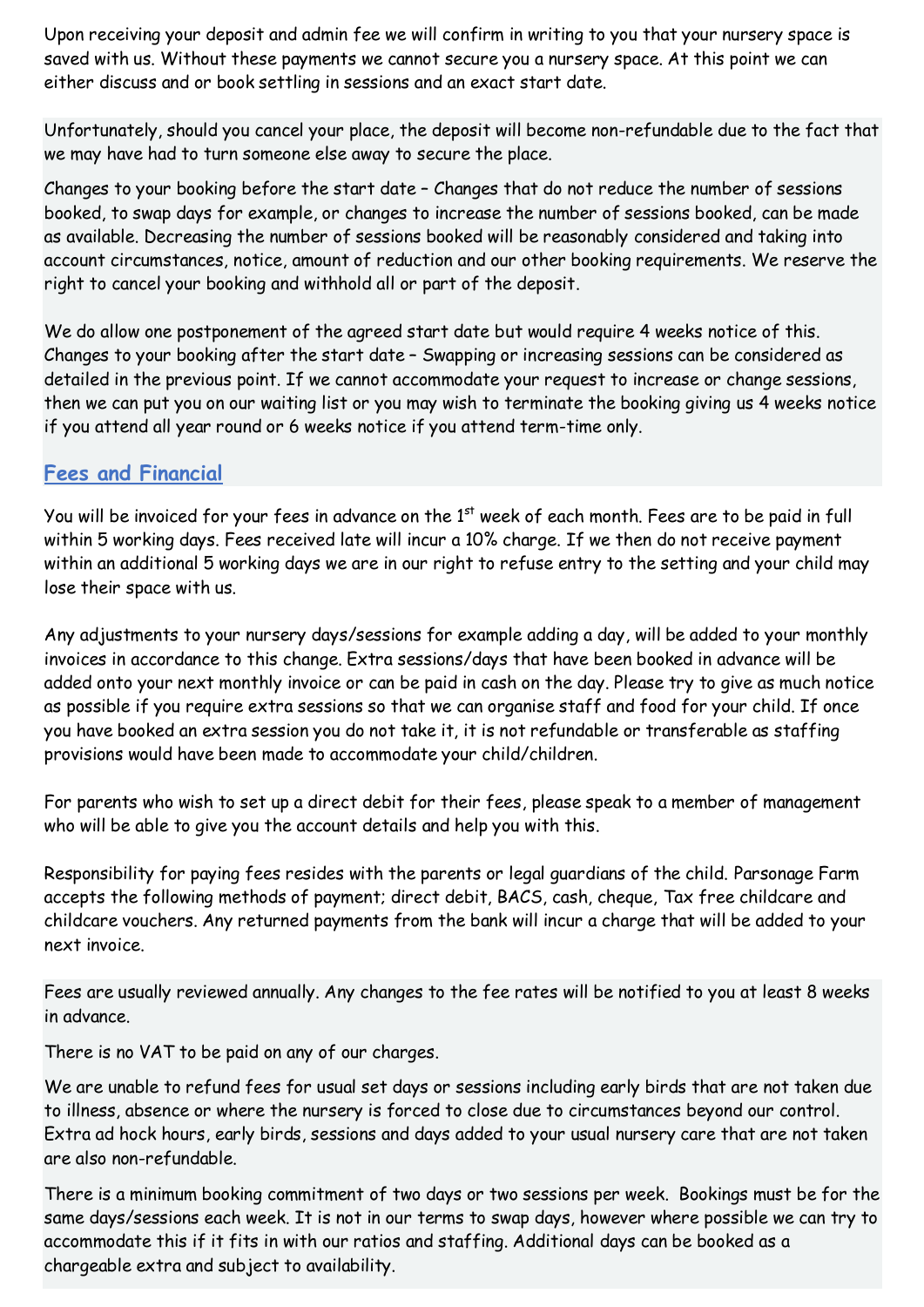Upon receiving your deposit and admin fee we will confirm in writing to you that your nursery space is saved with us. Without these payments we cannot secure you a nursery space. At this point we can either discuss and or book settling in sessions and an exact start date.

Unfortunately, should you cancel your place, the deposit will become non-refundable due to the fact that we may have had to turn someone else away to secure the place.

Changes to your booking before the start date – Changes that do not reduce the number of sessions booked, to swap days for example, or changes to increase the number of sessions booked, can be made as available. Decreasing the number of sessions booked will be reasonably considered and taking into account circumstances, notice, amount of reduction and our other booking requirements. We reserve the right to cancel your booking and withhold all or part of the deposit.

We do allow one postponement of the agreed start date but would require 4 weeks notice of this. Changes to your booking after the start date – Swapping or increasing sessions can be considered as detailed in the previous point. If we cannot accommodate your request to increase or change sessions, then we can put you on our waiting list or you may wish to terminate the booking giving us 4 weeks notice if you attend all year round or 6 weeks notice if you attend term-time only.

## Fees and Financial

You will be invoiced for your fees in advance on the 1st week of each month. Fees are to be paid in full within 5 working days. Fees received late will incur a 10% charge. If we then do not receive payment within an additional 5 working days we are in our right to refuse entry to the setting and your child may lose their space with us.

Any adjustments to your nursery days/sessions for example adding a day, will be added to your monthly invoices in accordance to this change. Extra sessions/days that have been booked in advance will be added onto your next monthly invoice or can be paid in cash on the day. Please try to give as much notice as possible if you require extra sessions so that we can organise staff and food for your child. If once you have booked an extra session you do not take it, it is not refundable or transferable as staffing provisions would have been made to accommodate your child/children.

For parents who wish to set up a direct debit for their fees, please speak to a member of management who will be able to give you the account details and help you with this.

Responsibility for paying fees resides with the parents or legal guardians of the child. Parsonage Farm accepts the following methods of payment; direct debit, BACS, cash, cheque, Tax free childcare and childcare vouchers. Any returned payments from the bank will incur a charge that will be added to your next invoice.

Fees are usually reviewed annually. Any changes to the fee rates will be notified to you at least 8 weeks in advance.

There is no VAT to be paid on any of our charges.

We are unable to refund fees for usual set days or sessions including early birds that are not taken due to illness, absence or where the nursery is forced to close due to circumstances beyond our control. Extra ad hock hours, early birds, sessions and days added to your usual nursery care that are not taken are also non-refundable.

There is a minimum booking commitment of two days or two sessions per week. Bookings must be for the same days/sessions each week. It is not in our terms to swap days, however where possible we can try to accommodate this if it fits in with our ratios and staffing. Additional days can be booked as a chargeable extra and subject to availability.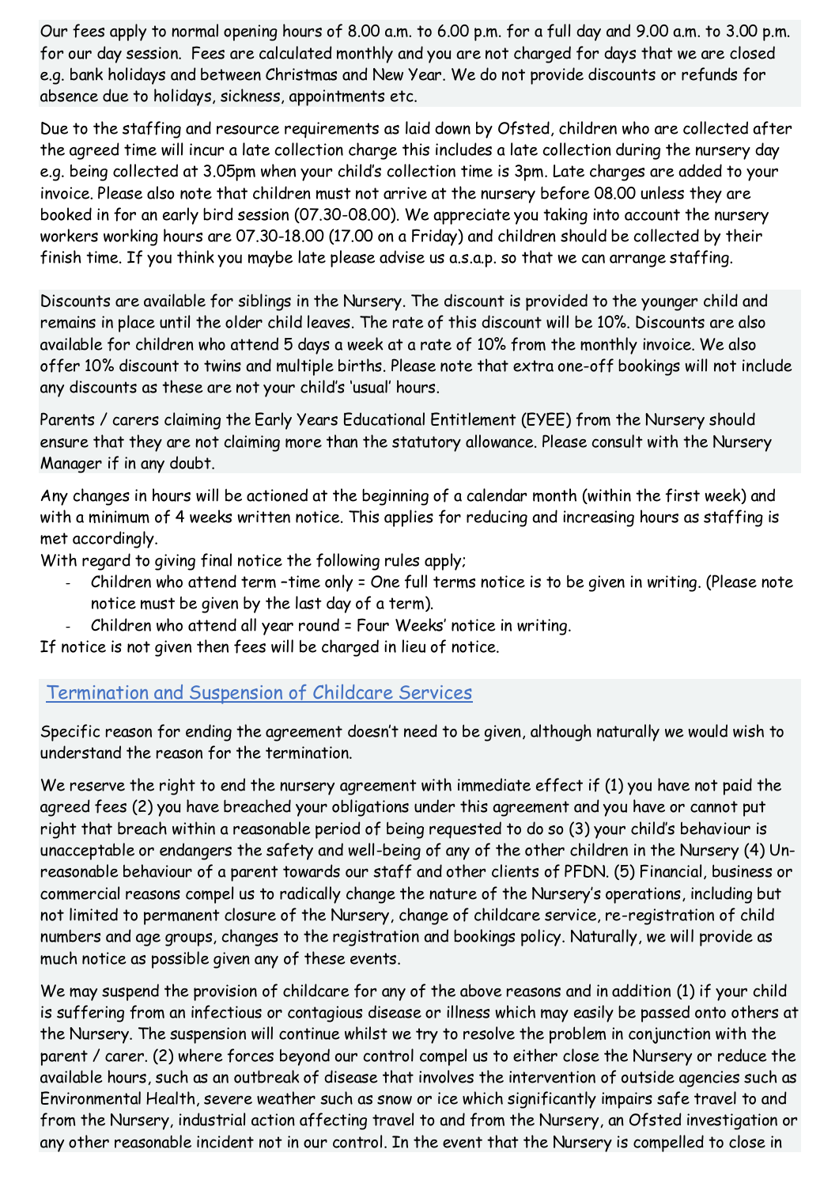Our fees apply to normal opening hours of 8.00 a.m. to 6.00 p.m. for a full day and 9.00 a.m. to 3.00 p.m. for our day session. Fees are calculated monthly and you are not charged for days that we are closed e.g. bank holidays and between Christmas and New Year. We do not provide discounts or refunds for absence due to holidays, sickness, appointments etc.

Due to the staffing and resource requirements as laid down by Ofsted, children who are collected after the agreed time will incur a late collection charge this includes a late collection during the nursery day e.g. being collected at 3.05pm when your child's collection time is 3pm. Late charges are added to your invoice. Please also note that children must not arrive at the nursery before 08.00 unless they are booked in for an early bird session (07.30-08.00). We appreciate you taking into account the nursery workers working hours are 07.30-18.00 (17.00 on a Friday) and children should be collected by their finish time. If you think you maybe late please advise us a.s.a.p. so that we can arrange staffing.

Discounts are available for siblings in the Nursery. The discount is provided to the younger child and remains in place until the older child leaves. The rate of this discount will be 10%. Discounts are also available for children who attend 5 days a week at a rate of 10% from the monthly invoice. We also offer 10% discount to twins and multiple births. Please note that extra one-off bookings will not include any discounts as these are not your child's 'usual' hours.

Parents / carers claiming the Early Years Educational Entitlement (EYEE) from the Nursery should ensure that they are not claiming more than the statutory allowance. Please consult with the Nursery Manager if in any doubt.

Any changes in hours will be actioned at the beginning of a calendar month (within the first week) and with a minimum of 4 weeks written notice. This applies for reducing and increasing hours as staffing is met accordingly.

With regard to giving final notice the following rules apply;

- Children who attend term –time only = One full terms notice is to be given in writing. (Please note notice must be given by the last day of a term).
- Children who attend all year round = Four Weeks' notice in writing.

If notice is not given then fees will be charged in lieu of notice.

## Termination and Suspension of Childcare Services

Specific reason for ending the agreement doesn't need to be given, although naturally we would wish to understand the reason for the termination.

We reserve the right to end the nursery agreement with immediate effect if (1) you have not paid the agreed fees (2) you have breached your obligations under this agreement and you have or cannot put right that breach within a reasonable period of being requested to do so (3) your child's behaviour is unacceptable or endangers the safety and well-being of any of the other children in the Nursery (4) Un-reasonable behaviour of a parent towards our staff and other clients of PFDN. (5) Financial, business or commercial reasons compel us to radically change the nature of the Nursery's operations, including but not limited to permanent closure of the Nursery, change of childcare service, re-registration of child numbers and age groups, changes to the registration and bookings policy. Naturally, we will provide as much notice as possible given any of these events.

We may suspend the provision of childcare for any of the above reasons and in addition (1) if your child is suffering from an infectious or contagious disease or illness which may easily be passed onto others at the Nursery. The suspension will continue whilst we try to resolve the problem in conjunction with the parent / carer. (2) where forces beyond our control compel us to either close the Nursery or reduce the available hours, such as an outbreak of disease that involves the intervention of outside agencies such as Environmental Health, severe weather such as snow or ice which significantly impairs safe travel to and from the Nursery, industrial action affecting travel to and from the Nursery, an Ofsted investigation or any other reasonable incident not in our control. In the event that the Nursery is compelled to close in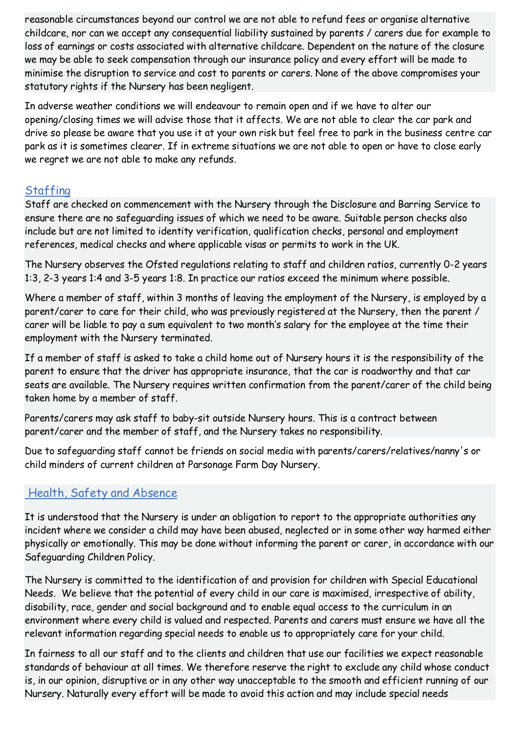reasonable circumstances beyond our control we are not able to refund fees or organise alternative childcare, nor can we accept any consequential liability sustained by parents / carers due for example to loss of earnings or costs associated with alternative childcare. Dependent on the nature of the closure we may be able to seek compensation through our insurance policy and every effort will be made to minimise the disruption to service and cost to parents or carers. None of the above compromises your statutory rights if the Nursery has been negligent.

In adverse weather conditions we will endeavour to remain open and if we have to alter our opening/closing times we will advise those that it affects. We are not able to clear the car park and drive so please be aware that you use it at your own risk but feel free to park in the business centre car park as it is sometimes clearer. If in extreme situations we are not able to open or have to close early we regret we are not able to make any refunds.

## Staffing

Staff are checked on commencement with the Nursery through the Disclosure and Barring Service to ensure there are no safeguarding issues of which we need to be aware. Suitable person checks also include but are not limited to identity verification, qualification checks, personal and employment references, medical checks and where applicable visas or permits to work in the UK.

The Nursery observes the Ofsted regulations relating to staff and children ratios, currently 0-2 years 1:3, 2-3 years 1:4 and 3-5 years 1:8. In practice our ratios exceed the minimum where possible.

Where a member of staff, within 3 months of leaving the employment of the Nursery, is employed by a parent/carer to care for their child, who was previously registered at the Nursery, then the parent / carer will be liable to pay a sum equivalent to two month's salary for the employee at the time their employment with the Nursery terminated.

If a member of staff is asked to take a child home out of Nursery hours it is the responsibility of the parent to ensure that the driver has appropriate insurance, that the car is roadworthy and that car seats are available. The Nursery requires written confirmation from the parent/carer of the child being taken home by a member of staff.

Parents/carers may ask staff to baby-sit outside Nursery hours. This is a contract between parent/carer and the member of staff, and the Nursery takes no responsibility.

Due to safeguarding staff cannot be friends on social media with parents/carers/relatives/nanny's or child minders of current children at Parsonage Farm Day Nursery.

## Health, Safety and Absence

It is understood that the Nursery is under an obligation to report to the appropriate authorities any incident where we consider a child may have been abused, neglected or in some other way harmed either physically or emotionally. This may be done without informing the parent or carer, in accordance with our Safeguarding Children Policy.

The Nursery is committed to the identification of and provision for children with Special Educational Needs. We believe that the potential of every child in our care is maximised, irrespective of ability, disability, race, gender and social background and to enable equal access to the curriculum in an environment where every child is valued and respected. Parents and carers must ensure we have all the relevant information regarding special needs to enable us to appropriately care for your child.

In fairness to all our staff and to the clients and children that use our facilities we expect reasonable standards of behaviour at all times. We therefore reserve the right to exclude any child whose conduct is, in our opinion, disruptive or in any other way unacceptable to the smooth and efficient running of our Nursery. Naturally every effort will be made to avoid this action and may include special needs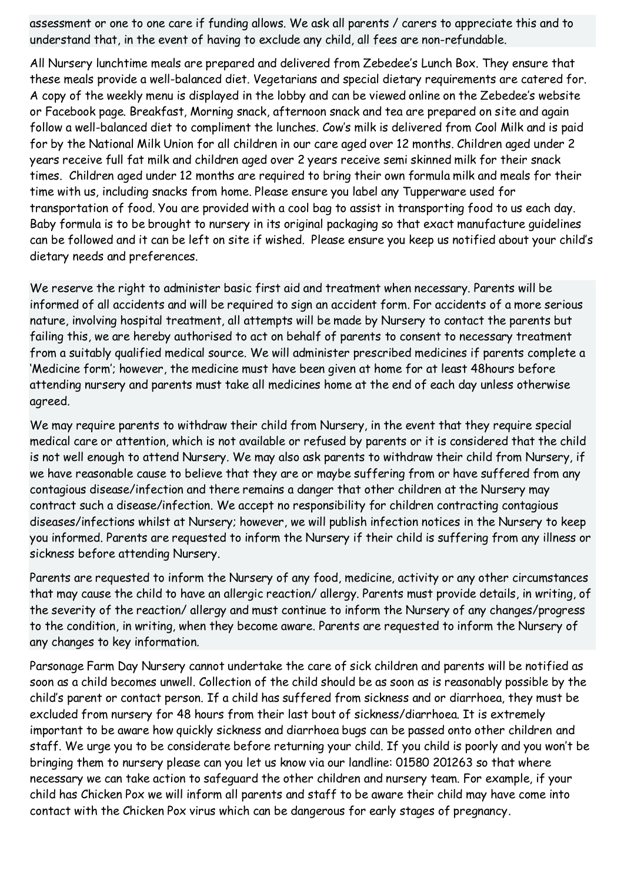assessment or one to one care if funding allows. We ask all parents / carers to appreciate this and to understand that, in the event of having to exclude any child, all fees are non-refundable.

All Nursery lunchtime meals are prepared and delivered from Zebedee's Lunch Box. They ensure that these meals provide a well-balanced diet. Vegetarians and special dietary requirements are catered for. A copy of the weekly menu is displayed in the lobby and can be viewed online on the Zebedee's website or Facebook page. Breakfast, Morning snack, afternoon snack and tea are prepared on site and again follow a well-balanced diet to compliment the lunches. Cow's milk is delivered from Cool Milk and is paid for by the National Milk Union for all children in our care aged over 12 months. Children aged under 2 years receive full fat milk and children aged over 2 years receive semi skinned milk for their snack times. Children aged under 12 months are required to bring their own formula milk and meals for their time with us, including snacks from home. Please ensure you label any Tupperware used for transportation of food. You are provided with a cool bag to assist in transporting food to us each day. Baby formula is to be brought to nursery in its original packaging so that exact manufacture guidelines can be followed and it can be left on site if wished. Please ensure you keep us notified about your child's dietary needs and preferences.

We reserve the right to administer basic first aid and treatment when necessary. Parents will be informed of all accidents and will be required to sign an accident form. For accidents of a more serious nature, involving hospital treatment, all attempts will be made by Nursery to contact the parents but failing this, we are hereby authorised to act on behalf of parents to consent to necessary treatment from a suitably qualified medical source. We will administer prescribed medicines if parents complete a 'Medicine form'; however, the medicine must have been given at home for at least 48hours before attending nursery and parents must take all medicines home at the end of each day unless otherwise agreed.

We may require parents to withdraw their child from Nursery, in the event that they require special medical care or attention, which is not available or refused by parents or it is considered that the child is not well enough to attend Nursery. We may also ask parents to withdraw their child from Nursery, if we have reasonable cause to believe that they are or maybe suffering from or have suffered from any contagious disease/infection and there remains a danger that other children at the Nursery may contract such a disease/infection. We accept no responsibility for children contracting contagious diseases/infections whilst at Nursery; however, we will publish infection notices in the Nursery to keep you informed. Parents are requested to inform the Nursery if their child is suffering from any illness or sickness before attending Nursery.

Parents are requested to inform the Nursery of any food, medicine, activity or any other circumstances that may cause the child to have an allergic reaction/ allergy. Parents must provide details, in writing, of the severity of the reaction/ allergy and must continue to inform the Nursery of any changes/progress to the condition, in writing, when they become aware. Parents are requested to inform the Nursery of any changes to key information.

Parsonage Farm Day Nursery cannot undertake the care of sick children and parents will be notified as soon as a child becomes unwell. Collection of the child should be as soon as is reasonably possible by the child's parent or contact person. If a child has suffered from sickness and or diarrhoea, they must be excluded from nursery for 48 hours from their last bout of sickness/diarrhoea. It is extremely important to be aware how quickly sickness and diarrhoea bugs can be passed onto other children and staff. We urge you to be considerate before returning your child. If you child is poorly and you won't be bringing them to nursery please can you let us know via our landline: 01580 201263 so that where necessary we can take action to safeguard the other children and nursery team. For example, if your child has Chicken Pox we will inform all parents and staff to be aware their child may have come into contact with the Chicken Pox virus which can be dangerous for early stages of pregnancy.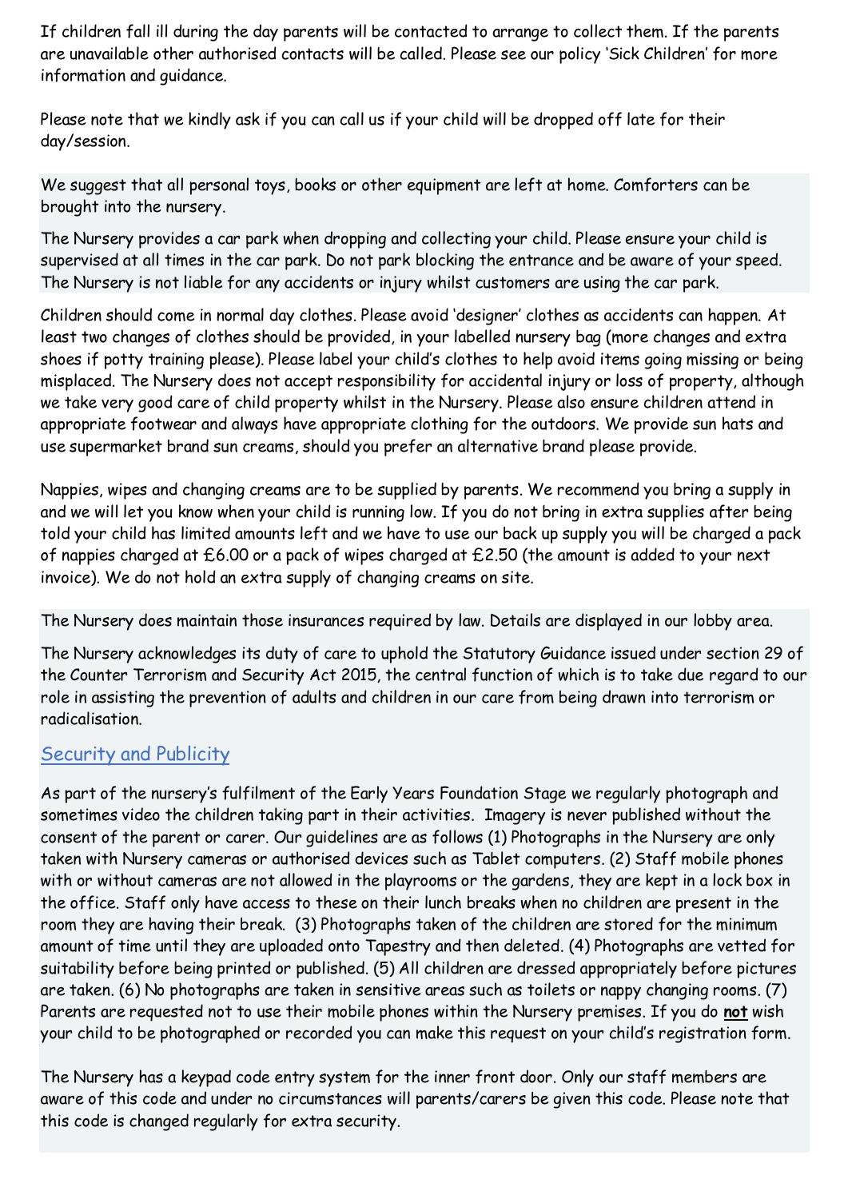If children fall ill during the day parents will be contacted to arrange to collect them. If the parents are unavailable other authorised contacts will be called. Please see our policy 'Sick Children' for more information and guidance.

Please note that we kindly ask if you can call us if your child will be dropped off late for their day/session.

We suggest that all personal toys, books or other equipment are left at home. Comforters can be brought into the nursery.

The Nursery provides a car park when dropping and collecting your child. Please ensure your child is supervised at all times in the car park. Do not park blocking the entrance and be aware of your speed. The Nursery is not liable for any accidents or injury whilst customers are using the car park.

Children should come in normal day clothes. Please avoid 'designer' clothes as accidents can happen. At least two changes of clothes should be provided, in your labelled nursery bag (more changes and extra shoes if potty training please). Please label your child's clothes to help avoid items going missing or being misplaced. The Nursery does not accept responsibility for accidental injury or loss of property, although we take very good care of child property whilst in the Nursery. Please also ensure children attend in appropriate footwear and always have appropriate clothing for the outdoors. We provide sun hats and use supermarket brand sun creams, should you prefer an alternative brand please provide.

Nappies, wipes and changing creams are to be supplied by parents. We recommend you bring a supply in and we will let you know when your child is running low. If you do not bring in extra supplies after being told your child has limited amounts left and we have to use our back up supply you will be charged a pack of nappies charged at £6.00 or a pack of wipes charged at £2.50 (the amount is added to your next invoice). We do not hold an extra supply of changing creams on site.

The Nursery does maintain those insurances required by law. Details are displayed in our lobby area.

The Nursery acknowledges its duty of care to uphold the Statutory Guidance issued under section 29 of the Counter Terrorism and Security Act 2015, the central function of which is to take due regard to our role in assisting the prevention of adults and children in our care from being drawn into terrorism or radicalisation.

## Security and Publicity

As part of the nursery's fulfilment of the Early Years Foundation Stage we regularly photograph and sometimes video the children taking part in their activities. Imagery is never published without the consent of the parent or carer. Our guidelines are as follows (1) Photographs in the Nursery are only taken with Nursery cameras or authorised devices such as Tablet computers. (2) Staff mobile phones with or without cameras are not allowed in the playrooms or the gardens, they are kept in a lock box in the office. Staff only have access to these on their lunch breaks when no children are present in the room they are having their break. (3) Photographs taken of the children are stored for the minimum amount of time until they are uploaded onto Tapestry and then deleted. (4) Photographs are vetted for suitability before being printed or published. (5) All children are dressed appropriately before pictures are taken. (6) No photographs are taken in sensitive areas such as toilets or nappy changing rooms. (7) Parents are requested not to use their mobile phones within the Nursery premises. If you do **not** wish your child to be photographed or recorded you can make this request on your child's registration form.

The Nursery has a keypad code entry system for the inner front door. Only our staff members are aware of this code and under no circumstances will parents/carers be given this code. Please note that this code is changed regularly for extra security.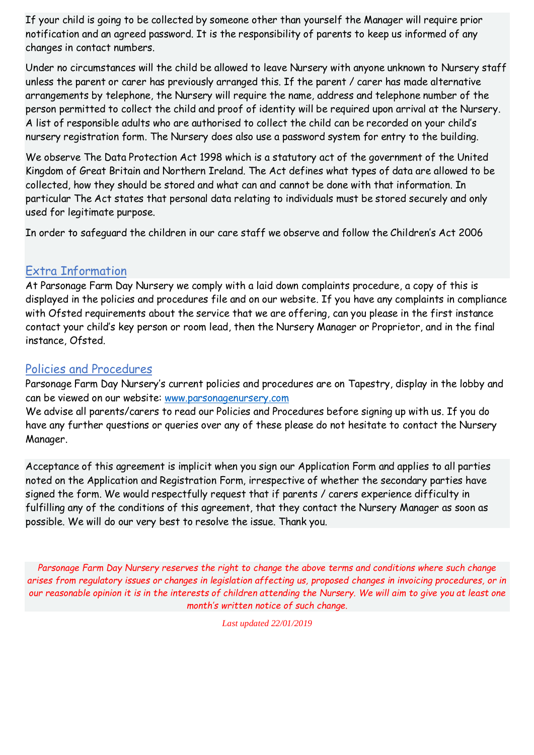If your child is going to be collected by someone other than yourself the Manager will require prior notification and an agreed password. It is the responsibility of parents to keep us informed of any changes in contact numbers.

Under no circumstances will the child be allowed to leave Nursery with anyone unknown to Nursery staff unless the parent or carer has previously arranged this. If the parent / carer has made alternative arrangements by telephone, the Nursery will require the name, address and telephone number of the person permitted to collect the child and proof of identity will be required upon arrival at the Nursery. A list of responsible adults who are authorised to collect the child can be recorded on your child's nursery registration form. The Nursery does also use a password system for entry to the building.

We observe The Data Protection Act 1998 which is a statutory act of the government of the United Kingdom of Great Britain and Northern Ireland. The Act defines what types of data are allowed to be collected, how they should be stored and what can and cannot be done with that information. In particular The Act states that personal data relating to individuals must be stored securely and only used for legitimate purpose.

In order to safeguard the children in our care staff we observe and follow the Children's Act 2006

## Extra Information

At Parsonage Farm Day Nursery we comply with a laid down complaints procedure, a copy of this is displayed in the policies and procedures file and on our website. If you have any complaints in compliance with Ofsted requirements about the service that we are offering, can you please in the first instance contact your child's key person or room lead, then the Nursery Manager or Proprietor, and in the final instance, Ofsted.

## Policies and Procedures

Parsonage Farm Day Nursery's current policies and procedures are on Tapestry, display in the lobby and can be viewed on our website: [www.parsonagenursery.com](www.parsonagenursery.com)
We advise all parents/carers to read our Policies and Procedures before signing up with us. If you do have any further questions or queries over any of these please do not hesitate to contact the Nursery Manager.

Acceptance of this agreement is implicit when you sign our Application Form and applies to all parties noted on the Application and Registration Form, irrespective of whether the secondary parties have signed the form. We would respectfully request that if parents / carers experience difficulty in fulfilling any of the conditions of this agreement, that they contact the Nursery Manager as soon as possible. We will do our very best to resolve the issue. Thank you.

*Parsonage Farm Day Nursery reserves the right to change the above terms and conditions where such change arises from regulatory issues or changes in legislation affecting us, proposed changes in invoicing procedures, or in our reasonable opinion it is in the interests of children attending the Nursery. We will aim to give you at least one month's written notice of such change.*

*Last updated 22/01/2019*